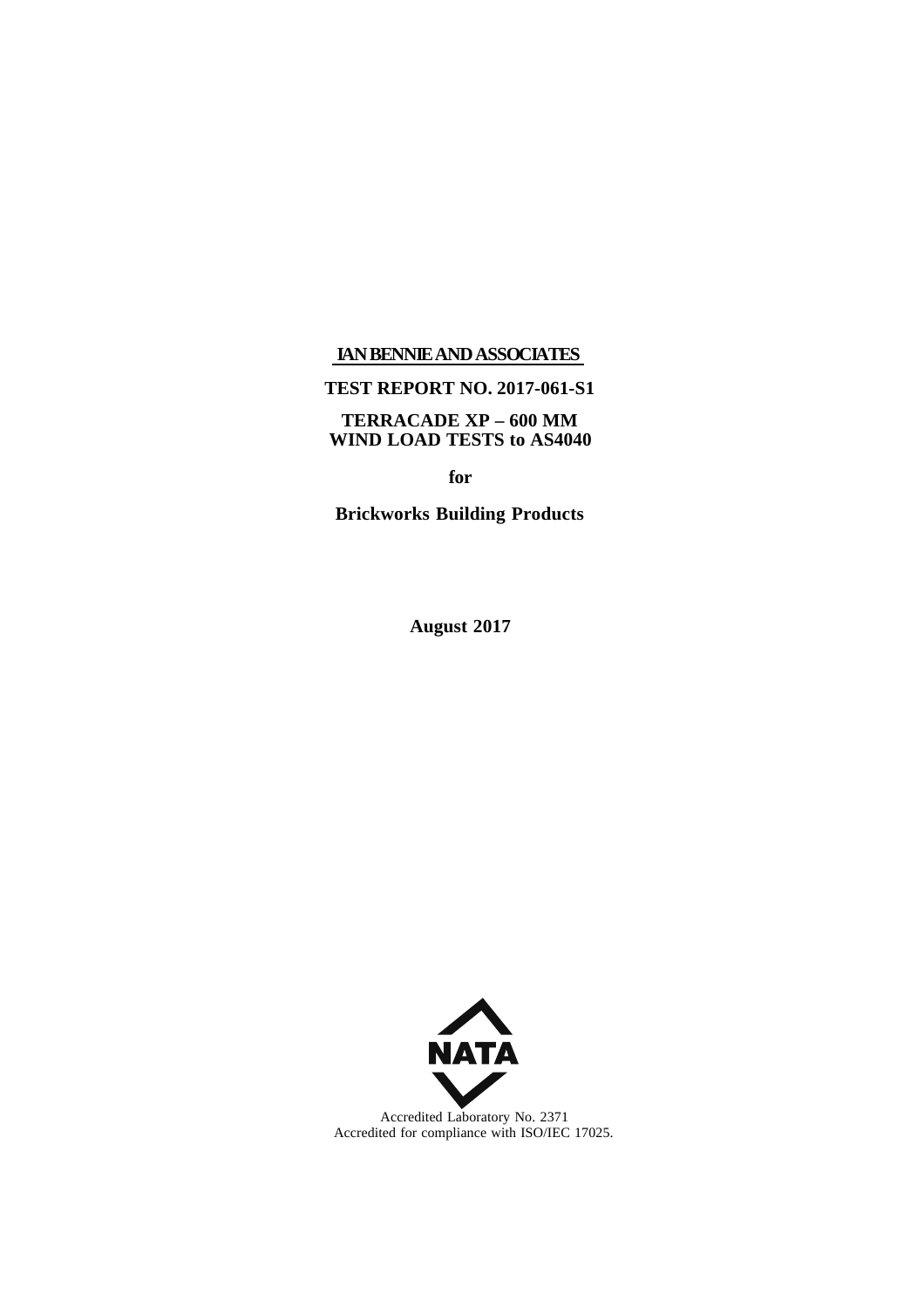**IAN BENNIE AND ASSOCIATES**

**TEST REPORT NO. 2017-061-S1**

**TERRACADE XP – 600 MM**
**WIND LOAD TESTS to AS4040**

**for**

**Brickworks Building Products**

**August 2017**

NATA

Accredited Laboratory No. 2371
Accredited for compliance with ISO/IEC 17025.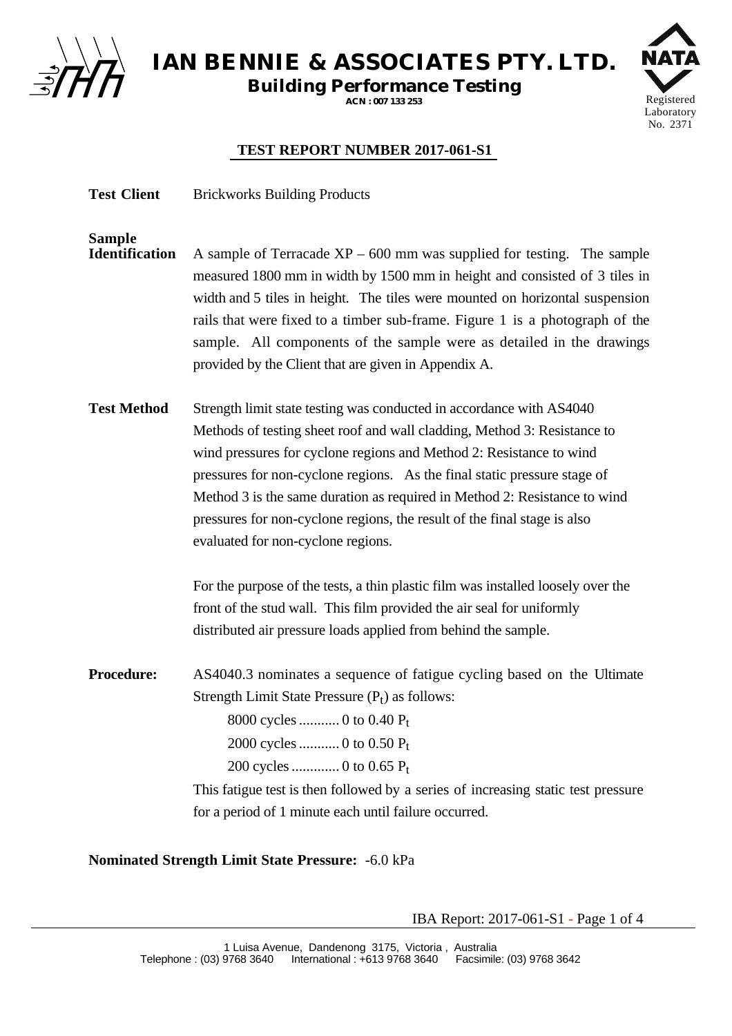# IAN BENNIE & ASSOCIATES PTY. LTD.

**Building Performance Testing**

ACN : 007 133 253

NATA Registered Laboratory No. 2371

## TEST REPORT NUMBER 2017-061-S1

**Test Client** Brickworks Building Products

**Sample Identification** A sample of Terracade XP – 600 mm was supplied for testing. The sample measured 1800 mm in width by 1500 mm in height and consisted of 3 tiles in width and 5 tiles in height. The tiles were mounted on horizontal suspension rails that were fixed to a timber sub-frame. Figure 1 is a photograph of the sample. All components of the sample were as detailed in the drawings provided by the Client that are given in Appendix A.

**Test Method** Strength limit state testing was conducted in accordance with AS4040 Methods of testing sheet roof and wall cladding, Method 3: Resistance to wind pressures for cyclone regions and Method 2: Resistance to wind pressures for non-cyclone regions. As the final static pressure stage of Method 3 is the same duration as required in Method 2: Resistance to wind pressures for non-cyclone regions, the result of the final stage is also evaluated for non-cyclone regions.

For the purpose of the tests, a thin plastic film was installed loosely over the front of the stud wall. This film provided the air seal for uniformly distributed air pressure loads applied from behind the sample.

**Procedure:** AS4040.3 nominates a sequence of fatigue cycling based on the Ultimate Strength Limit State Pressure ($P_t$) as follows:

8000 cycles ........... 0 to 0.40 $P_t$

2000 cycles ........... 0 to 0.50 $P_t$

200 cycles ............. 0 to 0.65 $P_t$

This fatigue test is then followed by a series of increasing static test pressure for a period of 1 minute each until failure occurred.

**Nominated Strength Limit State Pressure:** -6.0 kPa

1 Luisa Avenue, Dandenong 3175, Victoria , Australia
Telephone : (03) 9768 3640 International : +613 9768 3640 Facsimile: (03) 9768 3642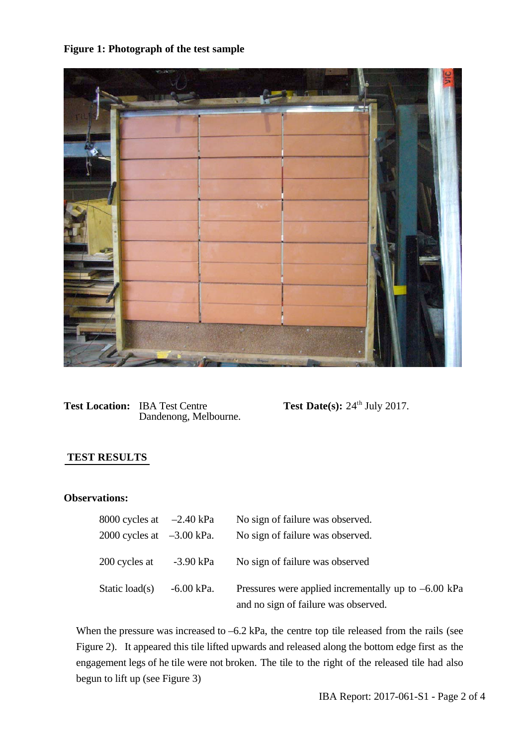**Figure 1: Photograph of the test sample**

**Test Location:** IBA Test Centre
Dandenong, Melbourne.

**Test Date(s):** 24th July 2017.

## TEST RESULTS

**Observations:**

| | | |
|---|---|---|
| 8000 cycles at | –2.40 kPa | No sign of failure was observed. |
| 2000 cycles at | –3.00 kPa. | No sign of failure was observed. |
| 200 cycles at | -3.90 kPa | No sign of failure was observed |
| Static load(s) | -6.00 kPa. | Pressures were applied incrementally up to –6.00 kPa and no sign of failure was observed. |

When the pressure was increased to –6.2 kPa, the centre top tile released from the rails (see Figure 2). It appeared this tile lifted upwards and released along the bottom edge first as the engagement legs of he tile were not broken. The tile to the right of the released tile had also begun to lift up (see Figure 3)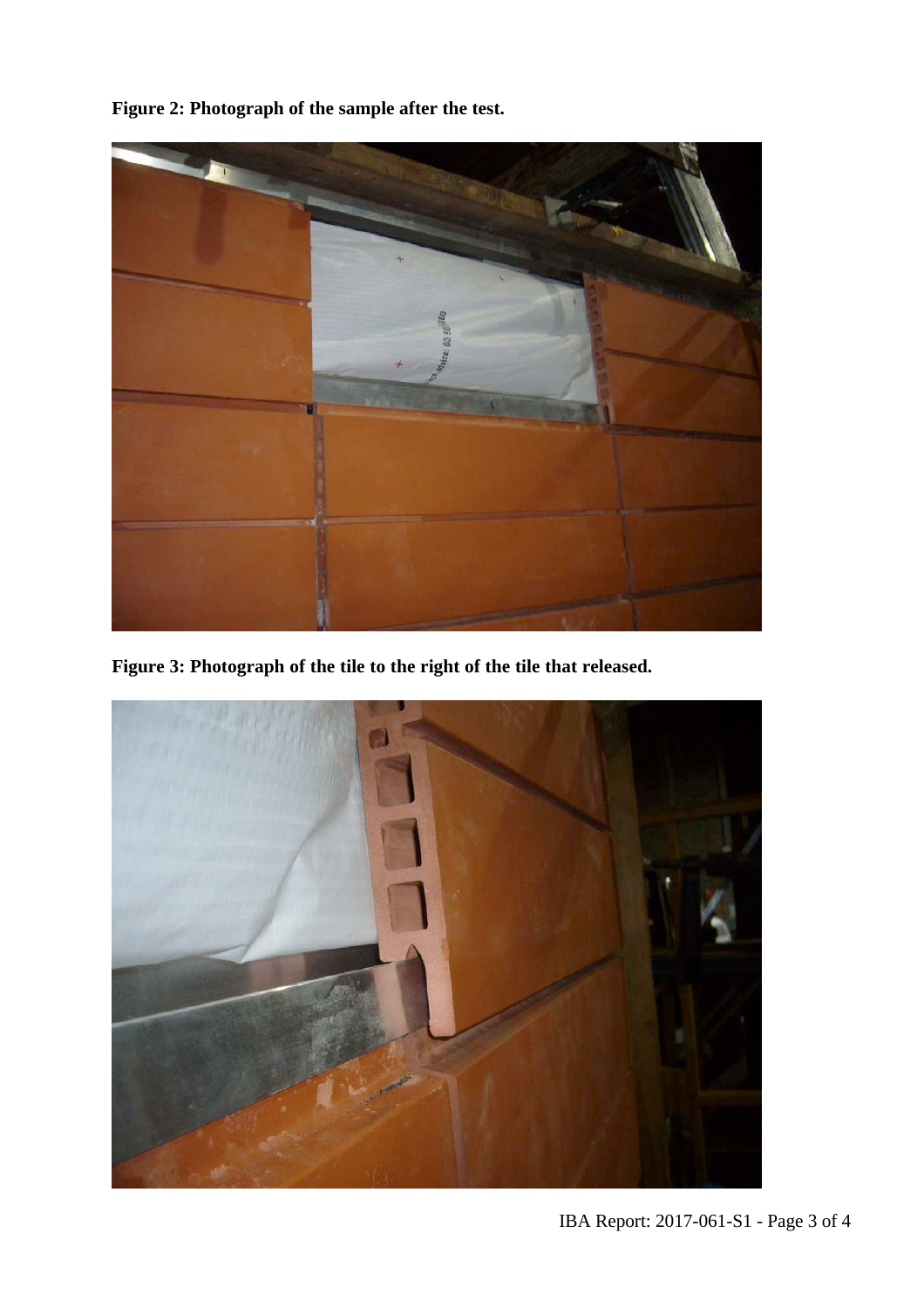**Figure 2: Photograph of the sample after the test.**

**Figure 3: Photograph of the tile to the right of the tile that released.**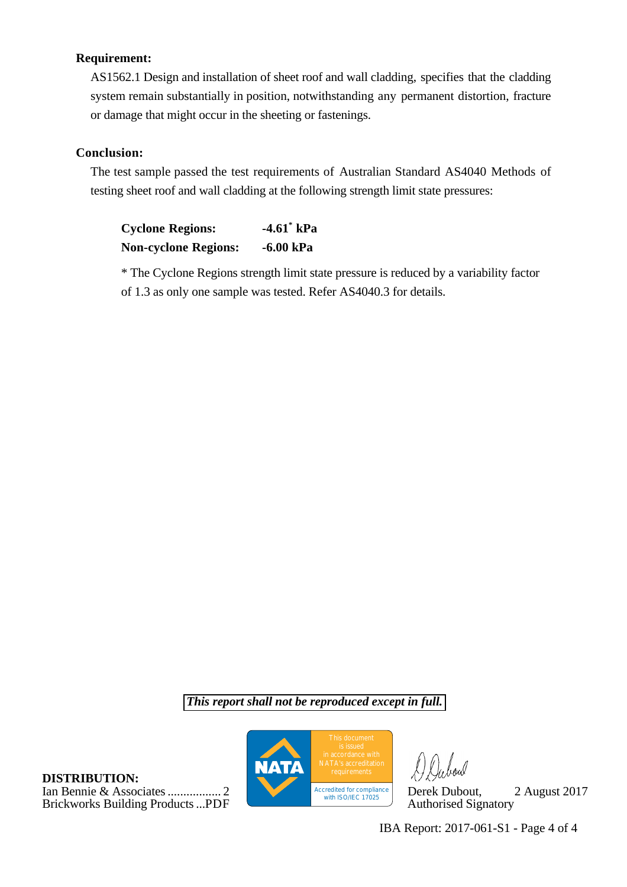**Requirement:**

AS1562.1 Design and installation of sheet roof and wall cladding, specifies that the cladding system remain substantially in position, notwithstanding any permanent distortion, fracture or damage that might occur in the sheeting or fastenings.

**Conclusion:**

The test sample passed the test requirements of Australian Standard AS4040 Methods of testing sheet roof and wall cladding at the following strength limit state pressures:

| | |
|---|---|
| **Cyclone Regions:** | **-4.61* kPa** |
| **Non-cyclone Regions:** | **-6.00 kPa** |

* The Cyclone Regions strength limit state pressure is reduced by a variability factor of 1.3 as only one sample was tested. Refer AS4040.3 for details.

***This report shall not be reproduced except in full.***

**DISTRIBUTION:**
Ian Bennie & Associates ................. 2
Brickworks Building Products ...PDF

NATA — This document is issued in accordance with NATA's accreditation requirements. Accredited for compliance with ISO/IEC 17025

Derek Dubout, 2 August 2017
Authorised Signatory

IBA Report: 2017-061-S1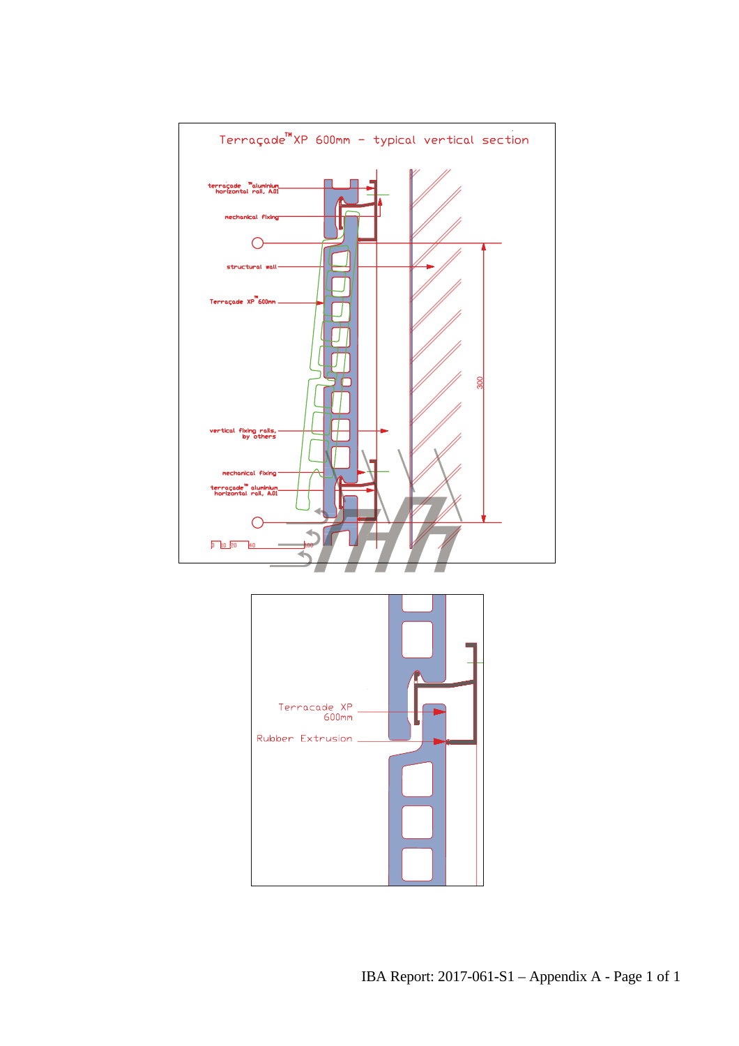Terraçade™ XP 600mm – typical vertical section

terraçade ™ aluminium horizontal rail, A.01

mechanical fixing

structural wall

Terraçade XP™ 600mm

vertical fixing rails, by others

mechanical fixing

terraçade™ aluminium horizontal rail, A.01

300

0 10 20 40 100

Terracade XP 600mm

Rubber Extrusion